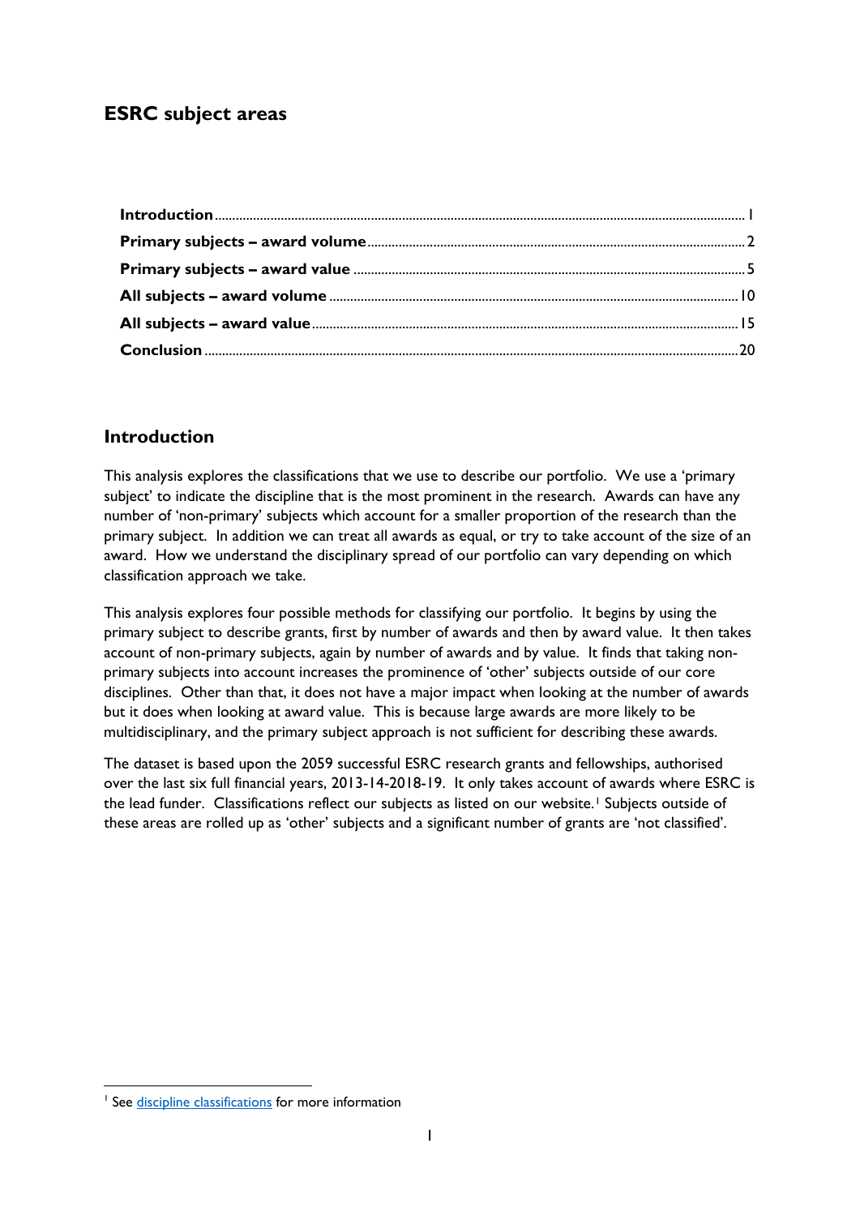# ESRC subject areas

| | |
|---|---|
| **Introduction** | 1 |
| **Primary subjects – award volume** | 2 |
| **Primary subjects – award value** | 5 |
| **All subjects – award volume** | 10 |
| **All subjects – award value** | 15 |
| **Conclusion** | 20 |

## Introduction

This analysis explores the classifications that we use to describe our portfolio. We use a 'primary subject' to indicate the discipline that is the most prominent in the research. Awards can have any number of 'non-primary' subjects which account for a smaller proportion of the research than the primary subject. In addition we can treat all awards as equal, or try to take account of the size of an award. How we understand the disciplinary spread of our portfolio can vary depending on which classification approach we take.

This analysis explores four possible methods for classifying our portfolio. It begins by using the primary subject to describe grants, first by number of awards and then by award value. It then takes account of non-primary subjects, again by number of awards and by value. It finds that taking non-primary subjects into account increases the prominence of 'other' subjects outside of our core disciplines. Other than that, it does not have a major impact when looking at the number of awards but it does when looking at award value. This is because large awards are more likely to be multidisciplinary, and the primary subject approach is not sufficient for describing these awards.

The dataset is based upon the 2059 successful ESRC research grants and fellowships, authorised over the last six full financial years, 2013-14-2018-19. It only takes account of awards where ESRC is the lead funder. Classifications reflect our subjects as listed on our website.[1] Subjects outside of these areas are rolled up as 'other' subjects and a significant number of grants are 'not classified'.

[1] See discipline classifications for more information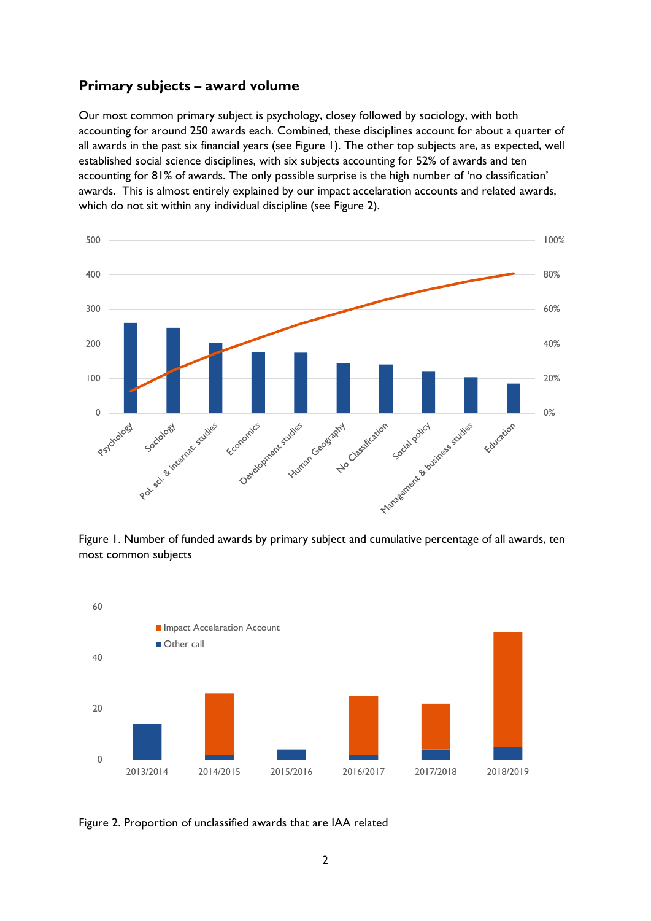## Primary subjects – award volume

Our most common primary subject is psychology, closey followed by sociology, with both accounting for around 250 awards each. Combined, these disciplines account for about a quarter of all awards in the past six financial years (see Figure 1). The other top subjects are, as expected, well established social science disciplines, with six subjects accounting for 52% of awards and ten accounting for 81% of awards. The only possible surprise is the high number of 'no classification' awards. This is almost entirely explained by our impact accelaration accounts and related awards, which do not sit within any individual discipline (see Figure 2).

Figure 1. Number of funded awards by primary subject and cumulative percentage of all awards, ten most common subjects

Figure 2. Proportion of unclassified awards that are IAA related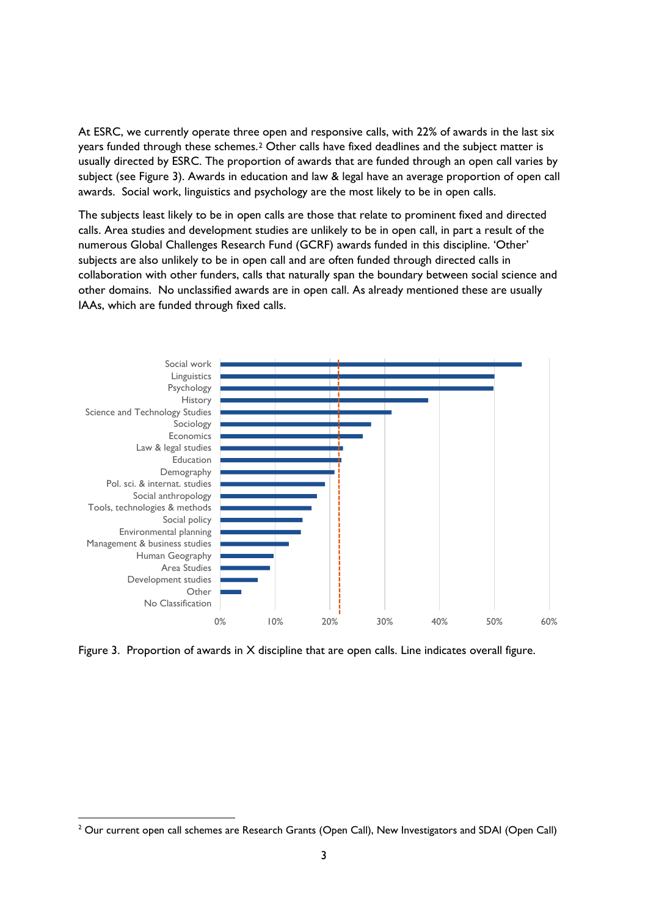At ESRC, we currently operate three open and responsive calls, with 22% of awards in the last six years funded through these schemes.[2] Other calls have fixed deadlines and the subject matter is usually directed by ESRC. The proportion of awards that are funded through an open call varies by subject (see Figure 3). Awards in education and law & legal have an average proportion of open call awards. Social work, linguistics and psychology are the most likely to be in open calls.

The subjects least likely to be in open calls are those that relate to prominent fixed and directed calls. Area studies and development studies are unlikely to be in open call, in part a result of the numerous Global Challenges Research Fund (GCRF) awards funded in this discipline. 'Other' subjects are also unlikely to be in open call and are often funded through directed calls in collaboration with other funders, calls that naturally span the boundary between social science and other domains. No unclassified awards are in open call. As already mentioned these are usually IAAs, which are funded through fixed calls.

Figure 3. Proportion of awards in X discipline that are open calls. Line indicates overall figure.

[2] Our current open call schemes are Research Grants (Open Call), New Investigators and SDAI (Open Call)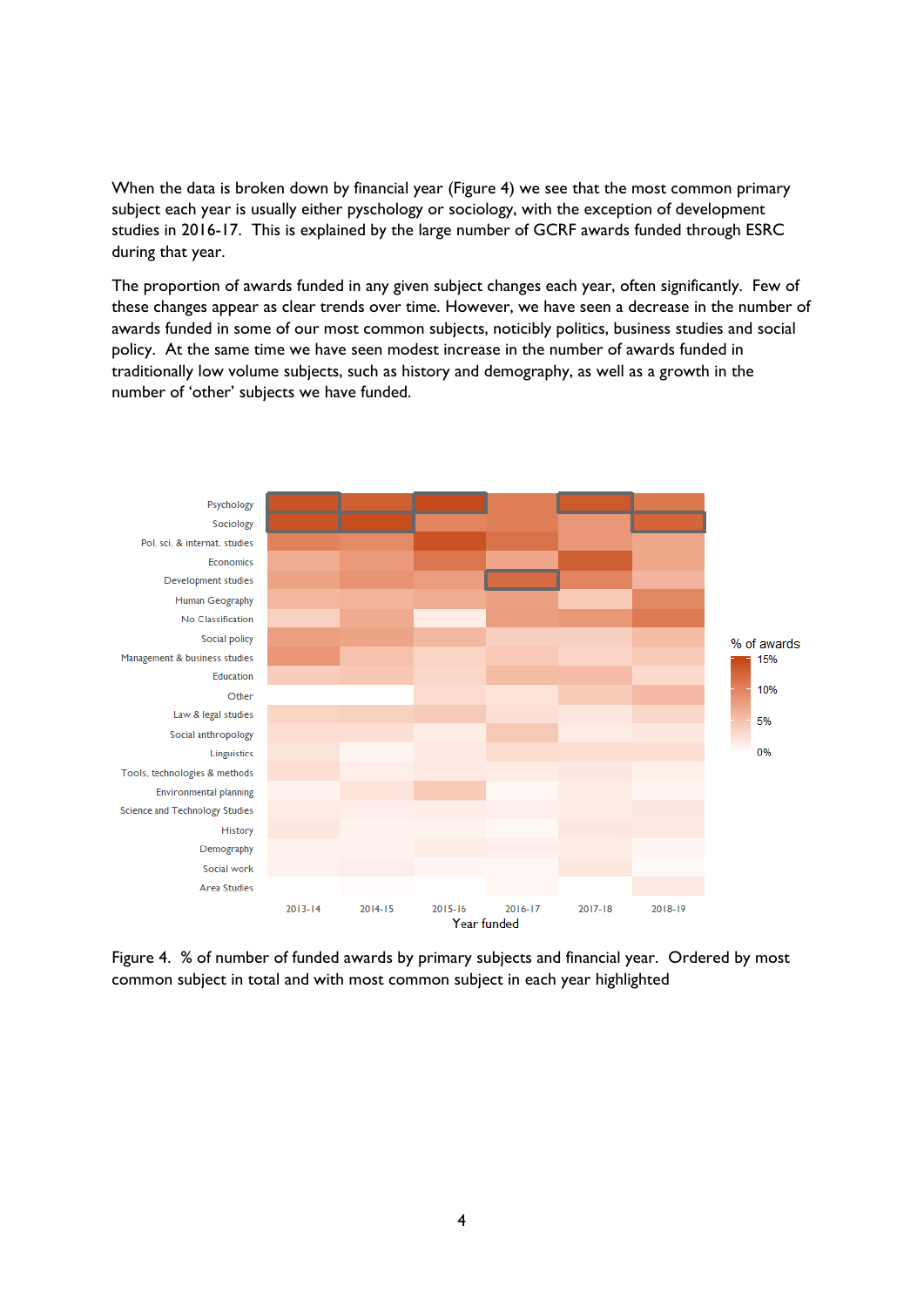When the data is broken down by financial year (Figure 4) we see that the most common primary subject each year is usually either pyschology or sociology, with the exception of development studies in 2016-17. This is explained by the large number of GCRF awards funded through ESRC during that year.

The proportion of awards funded in any given subject changes each year, often significantly. Few of these changes appear as clear trends over time. However, we have seen a decrease in the number of awards funded in some of our most common subjects, noticibly politics, business studies and social policy. At the same time we have seen modest increase in the number of awards funded in traditionally low volume subjects, such as history and demography, as well as a growth in the number of 'other' subjects we have funded.

Figure 4. % of number of funded awards by primary subjects and financial year. Ordered by most common subject in total and with most common subject in each year highlighted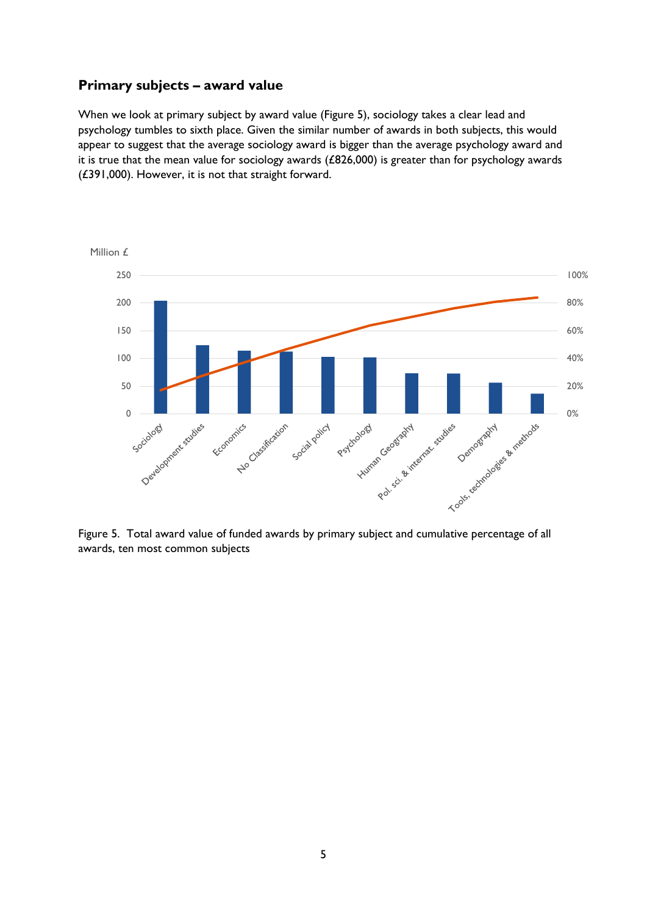## Primary subjects – award value

When we look at primary subject by award value (Figure 5), sociology takes a clear lead and psychology tumbles to sixth place. Given the similar number of awards in both subjects, this would appear to suggest that the average sociology award is bigger than the average psychology award and it is true that the mean value for sociology awards (£826,000) is greater than for psychology awards (£391,000). However, it is not that straight forward.

Figure 5. Total award value of funded awards by primary subject and cumulative percentage of all awards, ten most common subjects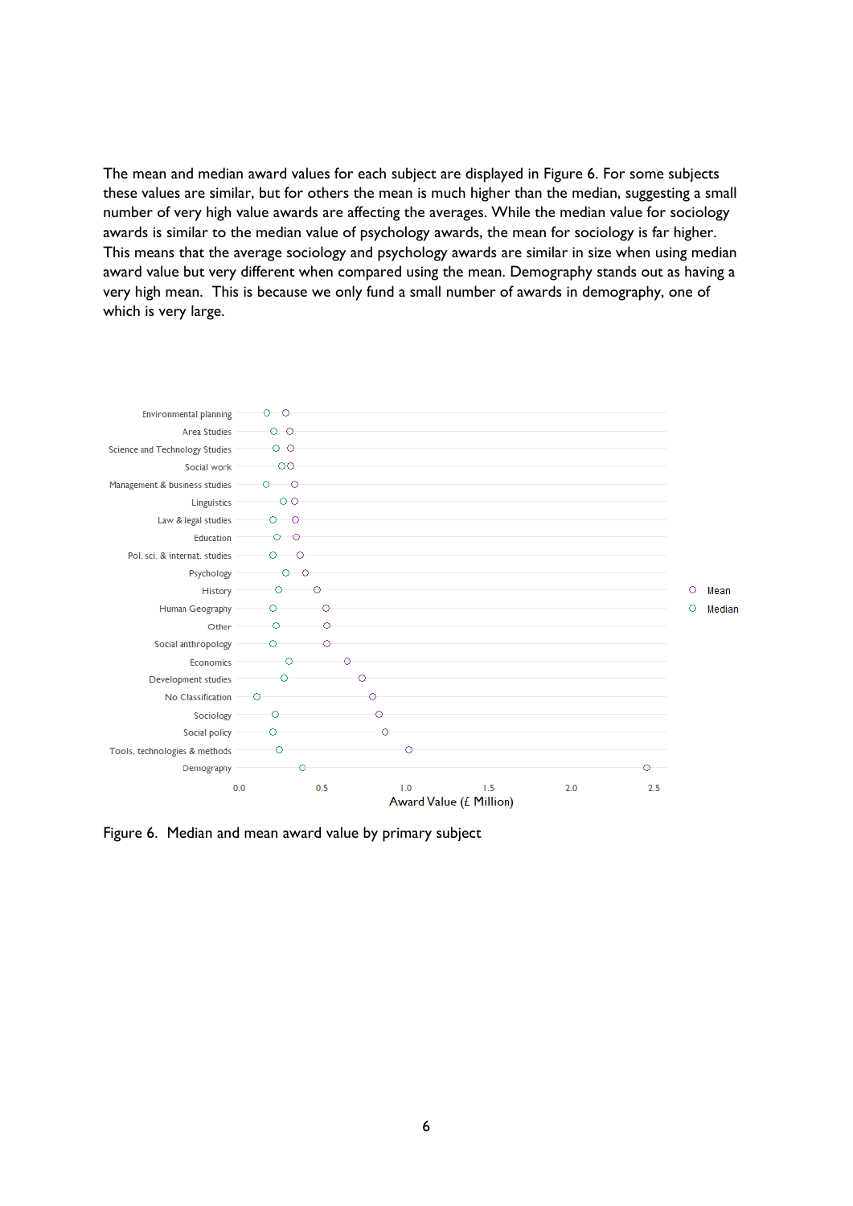The mean and median award values for each subject are displayed in Figure 6. For some subjects these values are similar, but for others the mean is much higher than the median, suggesting a small number of very high value awards are affecting the averages. While the median value for sociology awards is similar to the median value of psychology awards, the mean for sociology is far higher. This means that the average sociology and psychology awards are similar in size when using median award value but very different when compared using the mean. Demography stands out as having a very high mean. This is because we only fund a small number of awards in demography, one of which is very large.

Figure 6. Median and mean award value by primary subject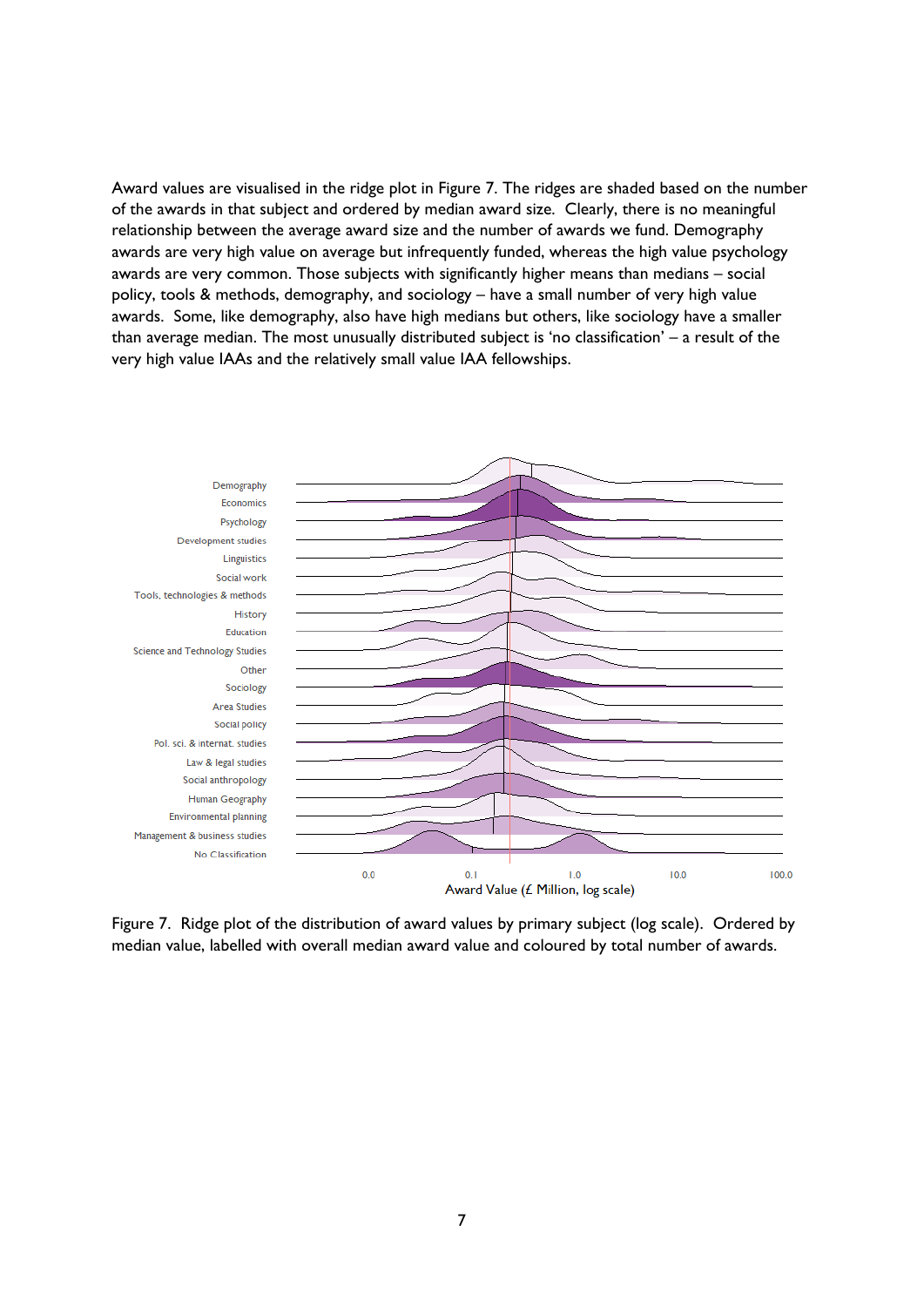Award values are visualised in the ridge plot in Figure 7. The ridges are shaded based on the number of the awards in that subject and ordered by median award size. Clearly, there is no meaningful relationship between the average award size and the number of awards we fund. Demography awards are very high value on average but infrequently funded, whereas the high value psychology awards are very common. Those subjects with significantly higher means than medians – social policy, tools & methods, demography, and sociology – have a small number of very high value awards. Some, like demography, also have high medians but others, like sociology have a smaller than average median. The most unusually distributed subject is 'no classification' – a result of the very high value IAAs and the relatively small value IAA fellowships.

Figure 7. Ridge plot of the distribution of award values by primary subject (log scale). Ordered by median value, labelled with overall median award value and coloured by total number of awards.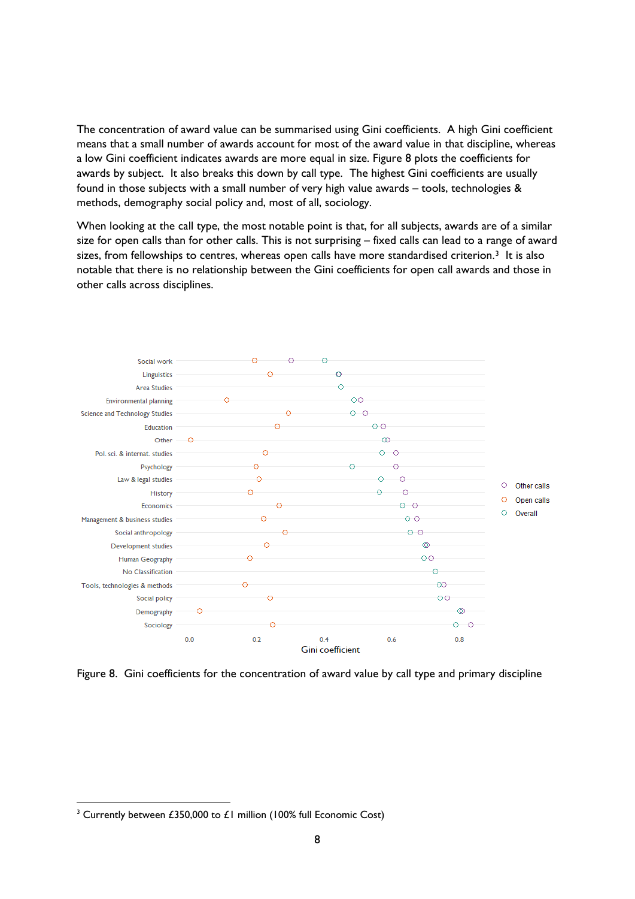The concentration of award value can be summarised using Gini coefficients. A high Gini coefficient means that a small number of awards account for most of the award value in that discipline, whereas a low Gini coefficient indicates awards are more equal in size. Figure 8 plots the coefficients for awards by subject. It also breaks this down by call type. The highest Gini coefficients are usually found in those subjects with a small number of very high value awards – tools, technologies & methods, demography social policy and, most of all, sociology.

When looking at the call type, the most notable point is that, for all subjects, awards are of a similar size for open calls than for other calls. This is not surprising – fixed calls can lead to a range of award sizes, from fellowships to centres, whereas open calls have more standardised criterion.[3] It is also notable that there is no relationship between the Gini coefficients for open call awards and those in other calls across disciplines.

Figure 8. Gini coefficients for the concentration of award value by call type and primary discipline

[3] Currently between £350,000 to £1 million (100% full Economic Cost)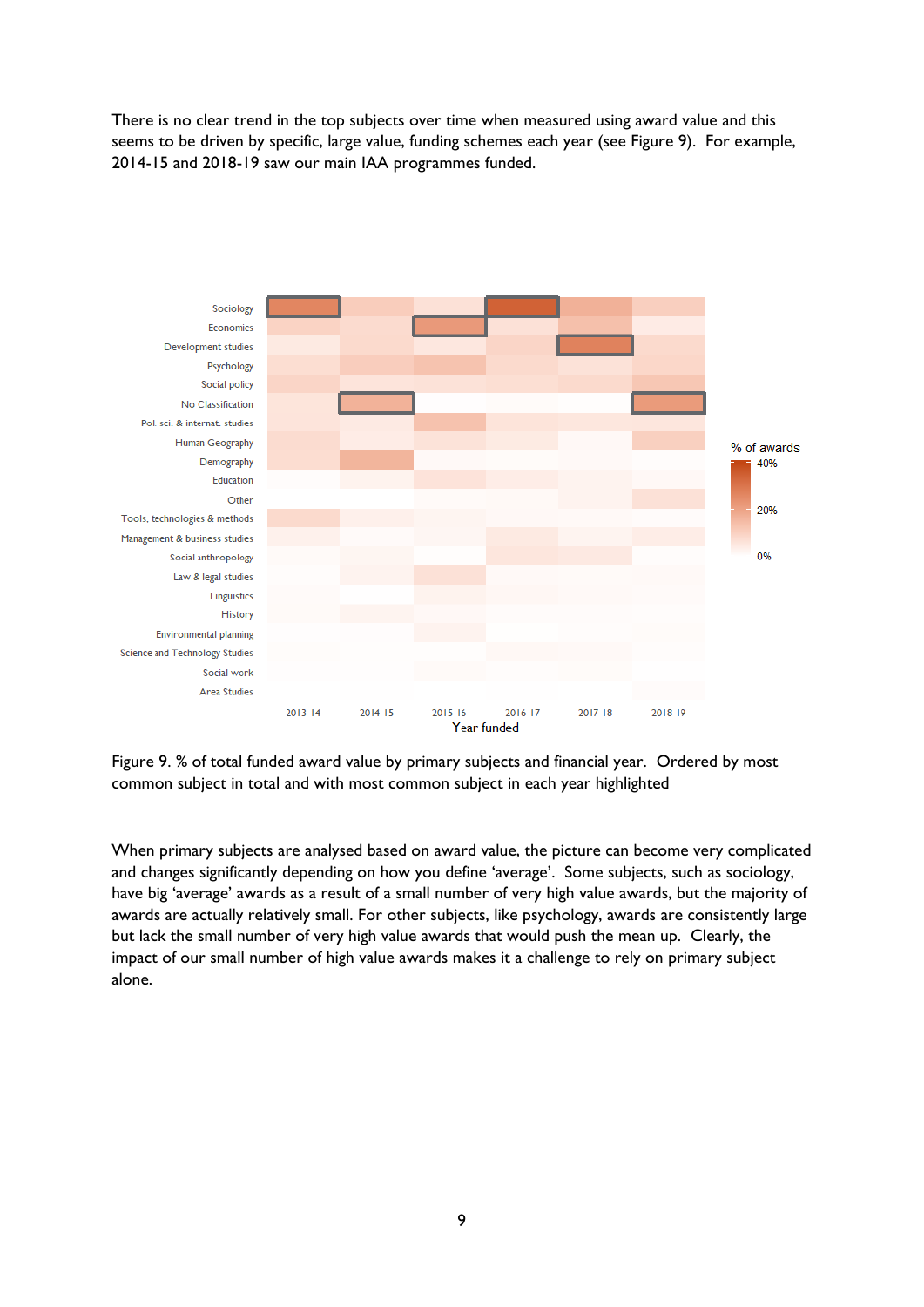There is no clear trend in the top subjects over time when measured using award value and this seems to be driven by specific, large value, funding schemes each year (see Figure 9). For example, 2014-15 and 2018-19 saw our main IAA programmes funded.

Figure 9. % of total funded award value by primary subjects and financial year. Ordered by most common subject in total and with most common subject in each year highlighted

When primary subjects are analysed based on award value, the picture can become very complicated and changes significantly depending on how you define 'average'. Some subjects, such as sociology, have big 'average' awards as a result of a small number of very high value awards, but the majority of awards are actually relatively small. For other subjects, like psychology, awards are consistently large but lack the small number of very high value awards that would push the mean up. Clearly, the impact of our small number of high value awards makes it a challenge to rely on primary subject alone.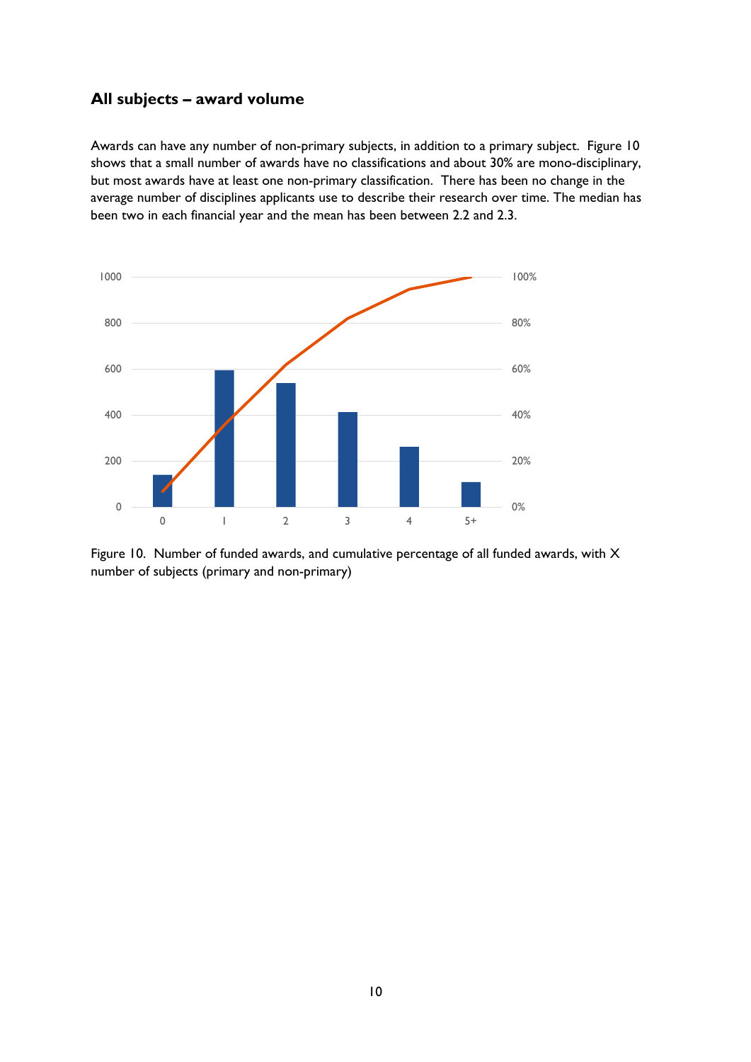## All subjects – award volume

Awards can have any number of non-primary subjects, in addition to a primary subject. Figure 10 shows that a small number of awards have no classifications and about 30% are mono-disciplinary, but most awards have at least one non-primary classification. There has been no change in the average number of disciplines applicants use to describe their research over time. The median has been two in each financial year and the mean has been between 2.2 and 2.3.

Figure 10. Number of funded awards, and cumulative percentage of all funded awards, with X number of subjects (primary and non-primary)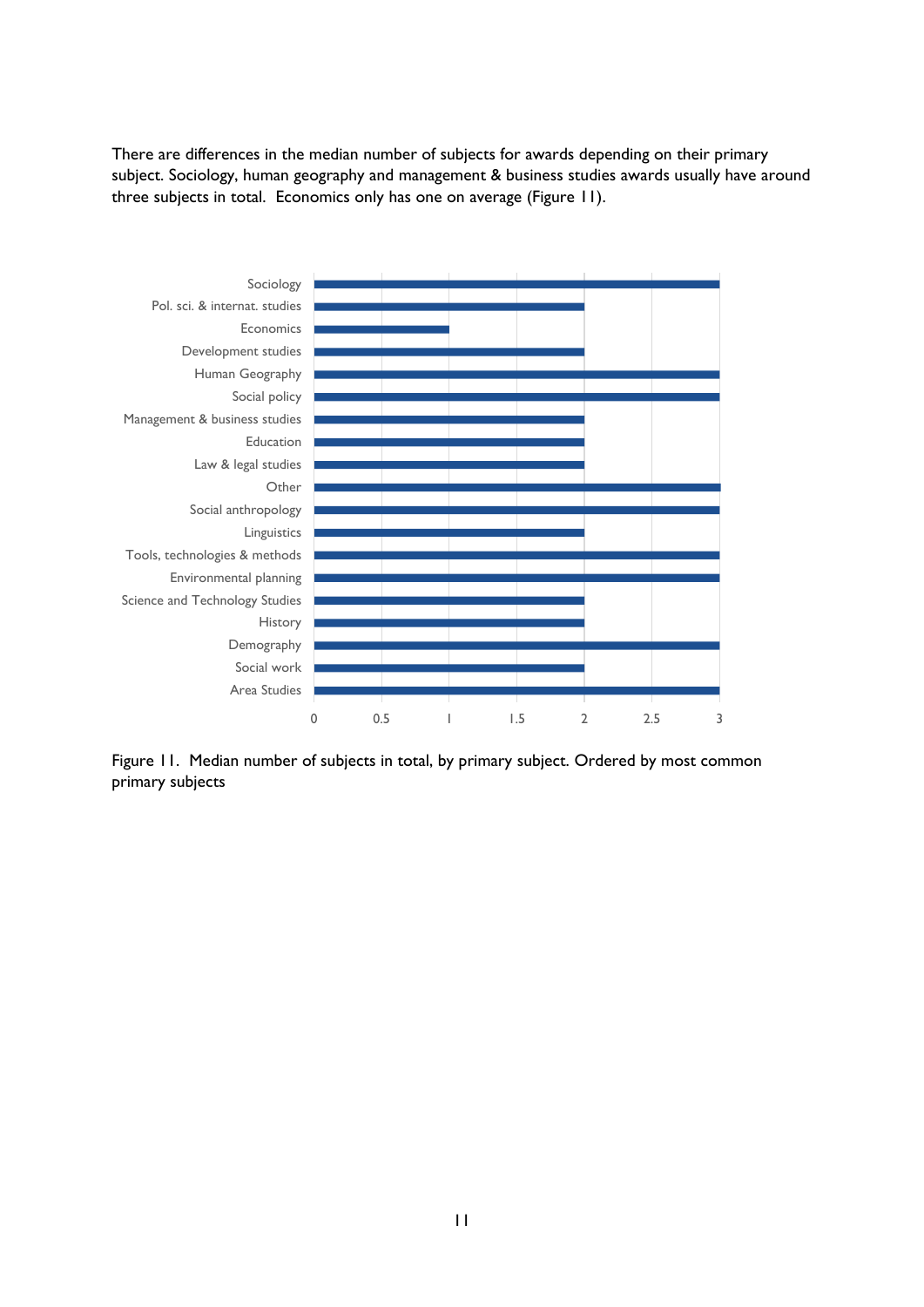There are differences in the median number of subjects for awards depending on their primary subject. Sociology, human geography and management & business studies awards usually have around three subjects in total. Economics only has one on average (Figure 11).

| Primary subject | Median number of subjects |
|---|---|
| Sociology | 3 |
| Pol. sci. & internat. studies | 2 |
| Economics | 1 |
| Development studies | 2 |
| Human Geography | 3 |
| Social policy | 3 |
| Management & business studies | 2 |
| Education | 2 |
| Law & legal studies | 2 |
| Other | 3 |
| Social anthropology | 3 |
| Linguistics | 2 |
| Tools, technologies & methods | 3 |
| Environmental planning | 3 |
| Science and Technology Studies | 2 |
| History | 2 |
| Demography | 3 |
| Social work | 2 |
| Area Studies | 3 |

Figure 11. Median number of subjects in total, by primary subject. Ordered by most common primary subjects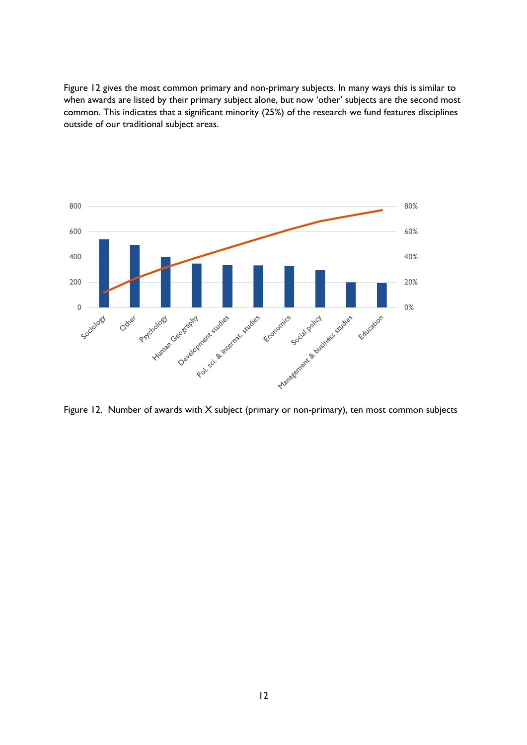Figure 12 gives the most common primary and non-primary subjects. In many ways this is similar to when awards are listed by their primary subject alone, but now 'other' subjects are the second most common. This indicates that a significant minority (25%) of the research we fund features disciplines outside of our traditional subject areas.

Figure 12. Number of awards with X subject (primary or non-primary), ten most common subjects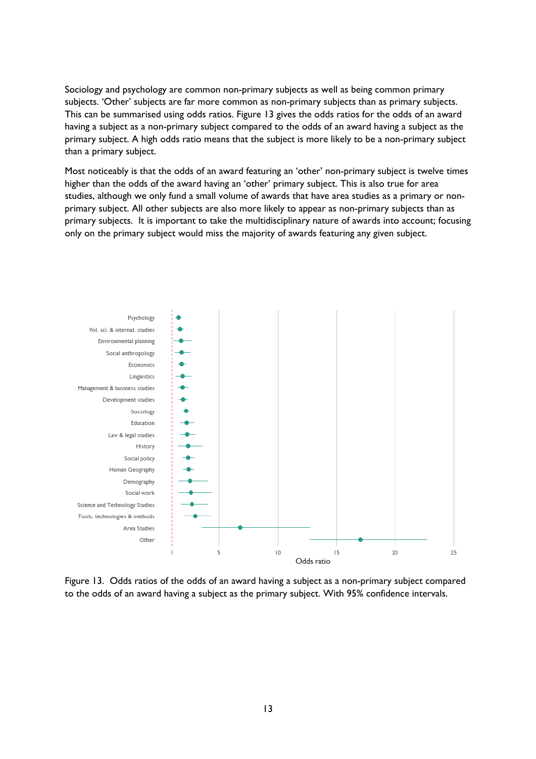Sociology and psychology are common non-primary subjects as well as being common primary subjects. 'Other' subjects are far more common as non-primary subjects than as primary subjects. This can be summarised using odds ratios. Figure 13 gives the odds ratios for the odds of an award having a subject as a non-primary subject compared to the odds of an award having a subject as the primary subject. A high odds ratio means that the subject is more likely to be a non-primary subject than a primary subject.

Most noticeably is that the odds of an award featuring an 'other' non-primary subject is twelve times higher than the odds of the award having an 'other' primary subject. This is also true for area studies, although we only fund a small volume of awards that have area studies as a primary or non-primary subject. All other subjects are also more likely to appear as non-primary subjects than as primary subjects. It is important to take the multidisciplinary nature of awards into account; focusing only on the primary subject would miss the majority of awards featuring any given subject.

Figure 13. Odds ratios of the odds of an award having a subject as a non-primary subject compared to the odds of an award having a subject as the primary subject. With 95% confidence intervals.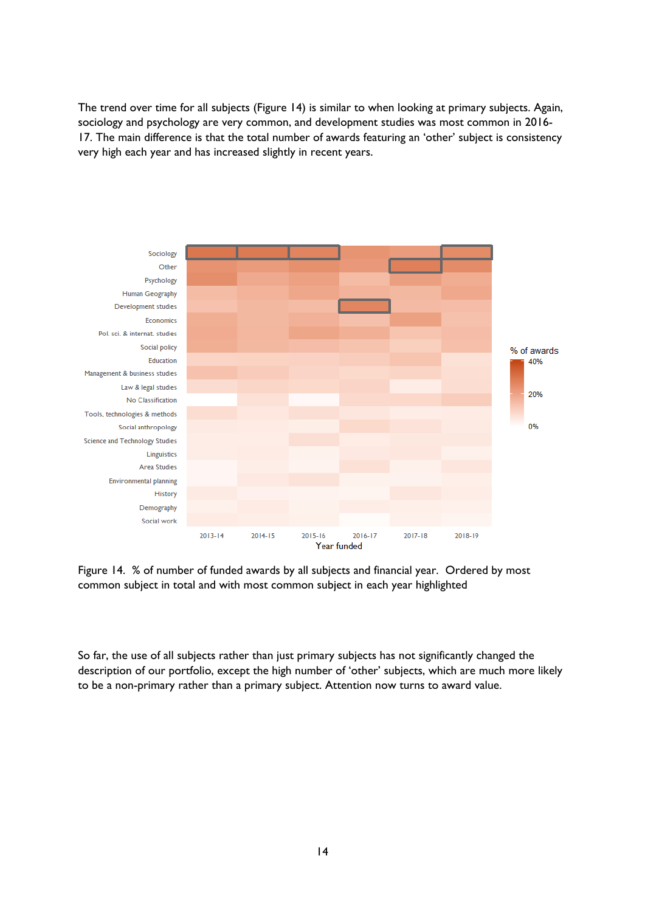The trend over time for all subjects (Figure 14) is similar to when looking at primary subjects. Again, sociology and psychology are very common, and development studies was most common in 2016-17. The main difference is that the total number of awards featuring an 'other' subject is consistency very high each year and has increased slightly in recent years.

Figure 14. % of number of funded awards by all subjects and financial year. Ordered by most common subject in total and with most common subject in each year highlighted

So far, the use of all subjects rather than just primary subjects has not significantly changed the description of our portfolio, except the high number of 'other' subjects, which are much more likely to be a non-primary rather than a primary subject. Attention now turns to award value.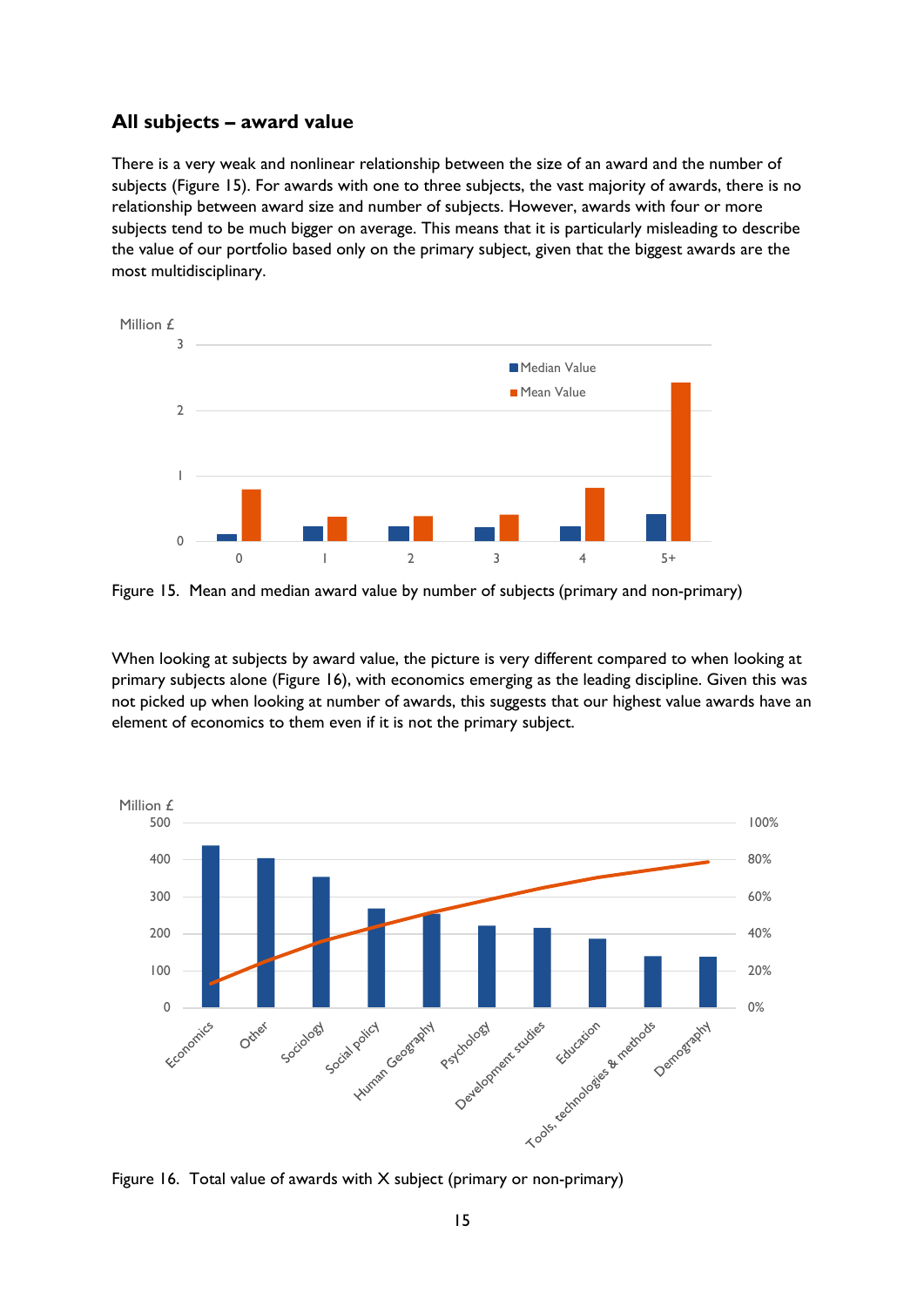## All subjects – award value

There is a very weak and nonlinear relationship between the size of an award and the number of subjects (Figure 15). For awards with one to three subjects, the vast majority of awards, there is no relationship between award size and number of subjects. However, awards with four or more subjects tend to be much bigger on average. This means that it is particularly misleading to describe the value of our portfolio based only on the primary subject, given that the biggest awards are the most multidisciplinary.

Figure 15. Mean and median award value by number of subjects (primary and non-primary)

When looking at subjects by award value, the picture is very different compared to when looking at primary subjects alone (Figure 16), with economics emerging as the leading discipline. Given this was not picked up when looking at number of awards, this suggests that our highest value awards have an element of economics to them even if it is not the primary subject.

Figure 16. Total value of awards with X subject (primary or non-primary)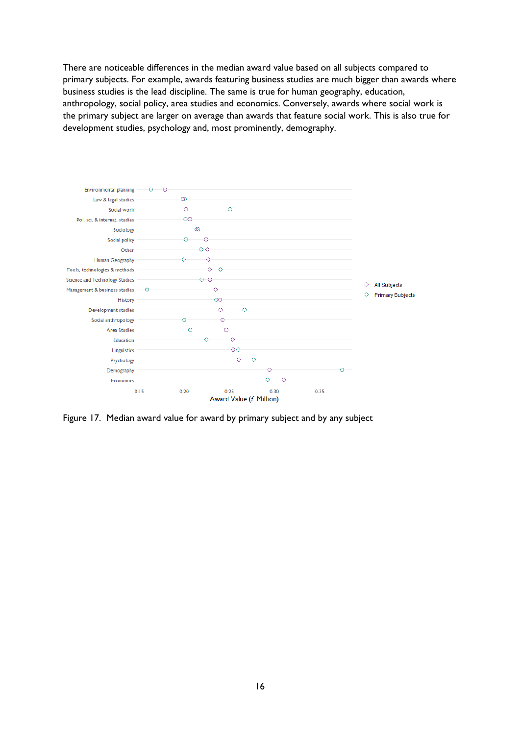There are noticeable differences in the median award value based on all subjects compared to primary subjects. For example, awards featuring business studies are much bigger than awards where business studies is the lead discipline. The same is true for human geography, education, anthropology, social policy, area studies and economics. Conversely, awards where social work is the primary subject are larger on average than awards that feature social work. This is also true for development studies, psychology and, most prominently, demography.

Figure 17. Median award value for award by primary subject and by any subject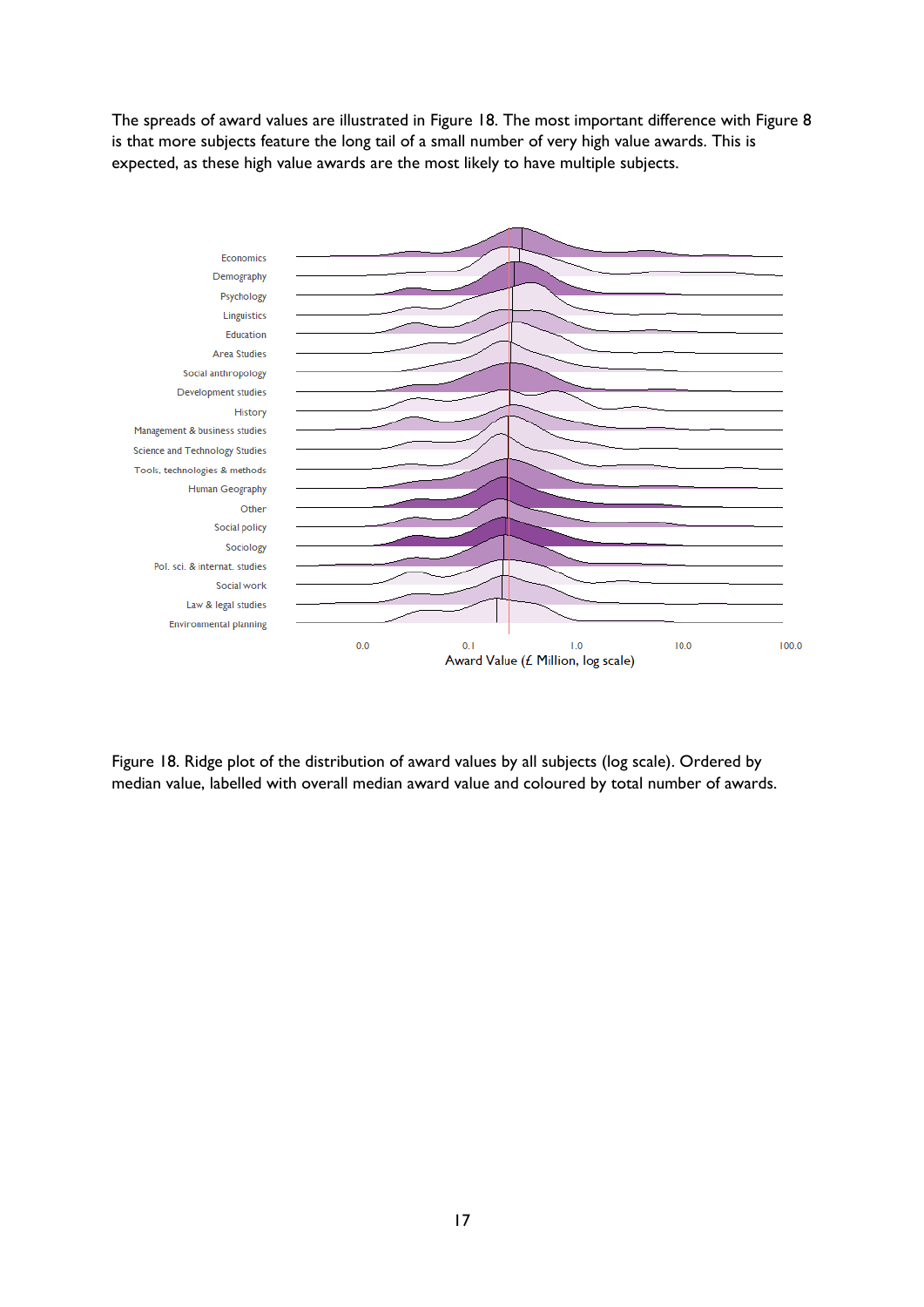The spreads of award values are illustrated in Figure 18. The most important difference with Figure 8 is that more subjects feature the long tail of a small number of very high value awards. This is expected, as these high value awards are the most likely to have multiple subjects.

Figure 18. Ridge plot of the distribution of award values by all subjects (log scale). Ordered by median value, labelled with overall median award value and coloured by total number of awards.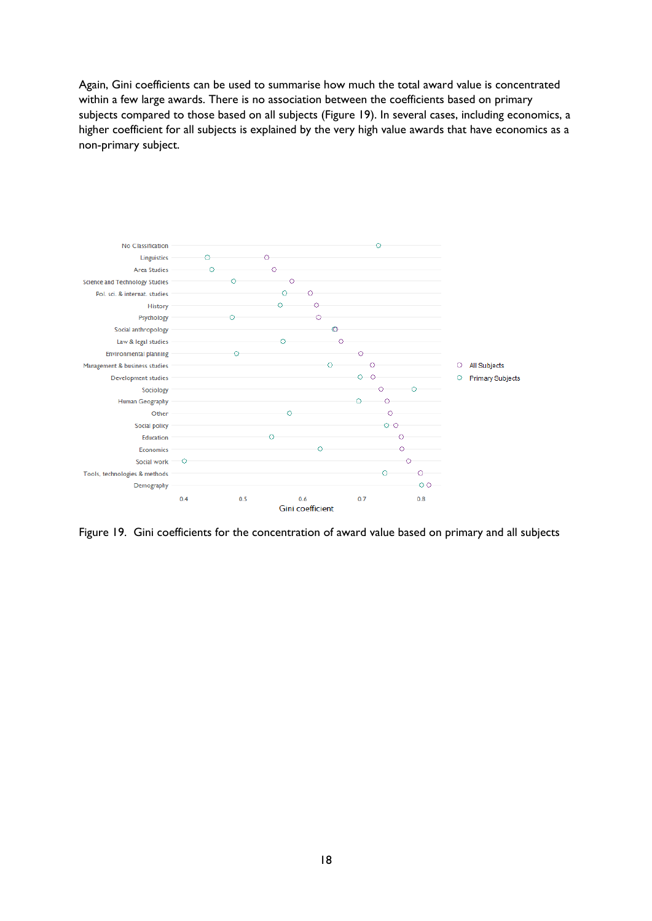Again, Gini coefficients can be used to summarise how much the total award value is concentrated within a few large awards. There is no association between the coefficients based on primary subjects compared to those based on all subjects (Figure 19). In several cases, including economics, a higher coefficient for all subjects is explained by the very high value awards that have economics as a non-primary subject.

Figure 19. Gini coefficients for the concentration of award value based on primary and all subjects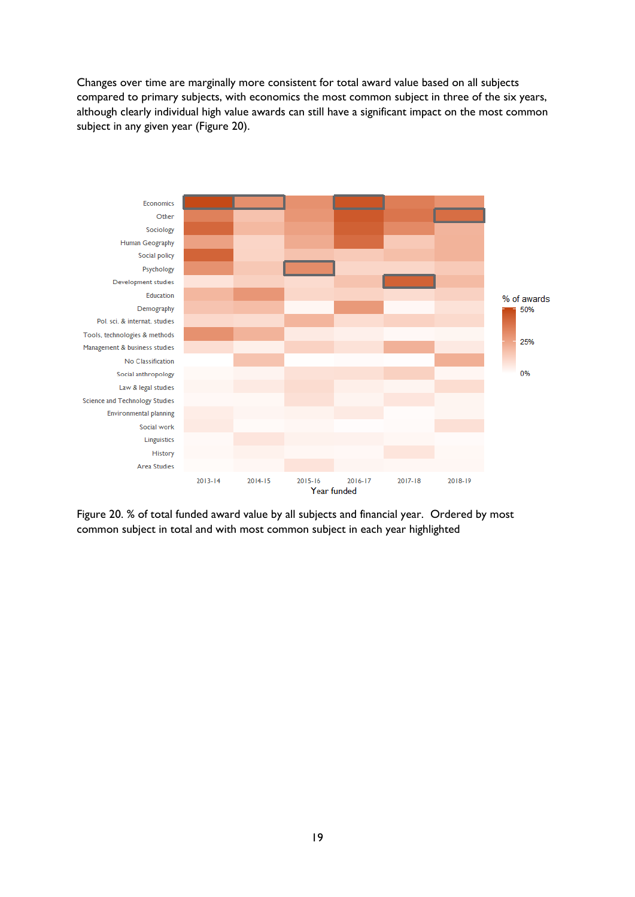Changes over time are marginally more consistent for total award value based on all subjects compared to primary subjects, with economics the most common subject in three of the six years, although clearly individual high value awards can still have a significant impact on the most common subject in any given year (Figure 20).

Figure 20. % of total funded award value by all subjects and financial year. Ordered by most common subject in total and with most common subject in each year highlighted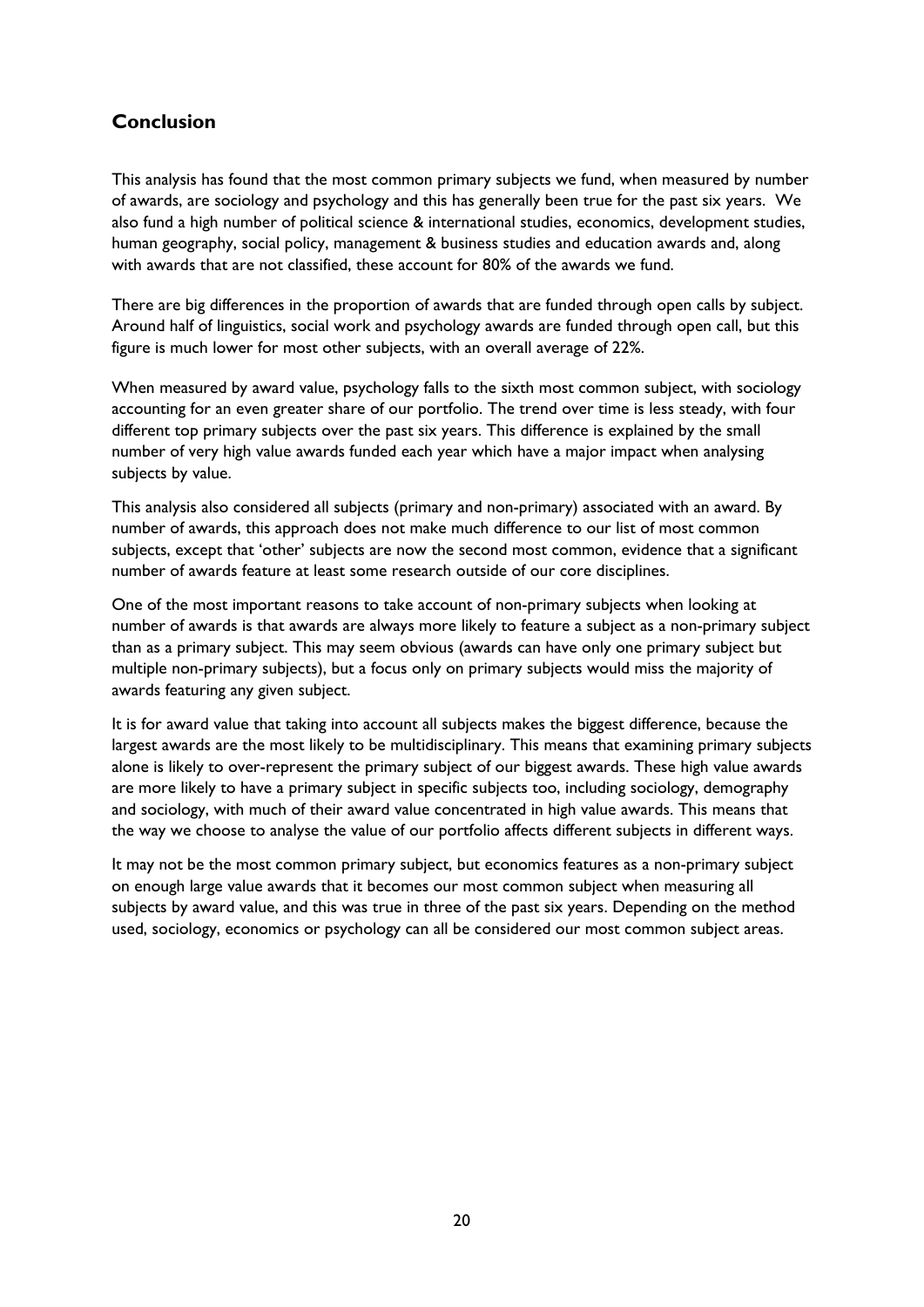## Conclusion

This analysis has found that the most common primary subjects we fund, when measured by number of awards, are sociology and psychology and this has generally been true for the past six years. We also fund a high number of political science & international studies, economics, development studies, human geography, social policy, management & business studies and education awards and, along with awards that are not classified, these account for 80% of the awards we fund.

There are big differences in the proportion of awards that are funded through open calls by subject. Around half of linguistics, social work and psychology awards are funded through open call, but this figure is much lower for most other subjects, with an overall average of 22%.

When measured by award value, psychology falls to the sixth most common subject, with sociology accounting for an even greater share of our portfolio. The trend over time is less steady, with four different top primary subjects over the past six years. This difference is explained by the small number of very high value awards funded each year which have a major impact when analysing subjects by value.

This analysis also considered all subjects (primary and non-primary) associated with an award. By number of awards, this approach does not make much difference to our list of most common subjects, except that 'other' subjects are now the second most common, evidence that a significant number of awards feature at least some research outside of our core disciplines.

One of the most important reasons to take account of non-primary subjects when looking at number of awards is that awards are always more likely to feature a subject as a non-primary subject than as a primary subject. This may seem obvious (awards can have only one primary subject but multiple non-primary subjects), but a focus only on primary subjects would miss the majority of awards featuring any given subject.

It is for award value that taking into account all subjects makes the biggest difference, because the largest awards are the most likely to be multidisciplinary. This means that examining primary subjects alone is likely to over-represent the primary subject of our biggest awards. These high value awards are more likely to have a primary subject in specific subjects too, including sociology, demography and sociology, with much of their award value concentrated in high value awards. This means that the way we choose to analyse the value of our portfolio affects different subjects in different ways.

It may not be the most common primary subject, but economics features as a non-primary subject on enough large value awards that it becomes our most common subject when measuring all subjects by award value, and this was true in three of the past six years. Depending on the method used, sociology, economics or psychology can all be considered our most common subject areas.